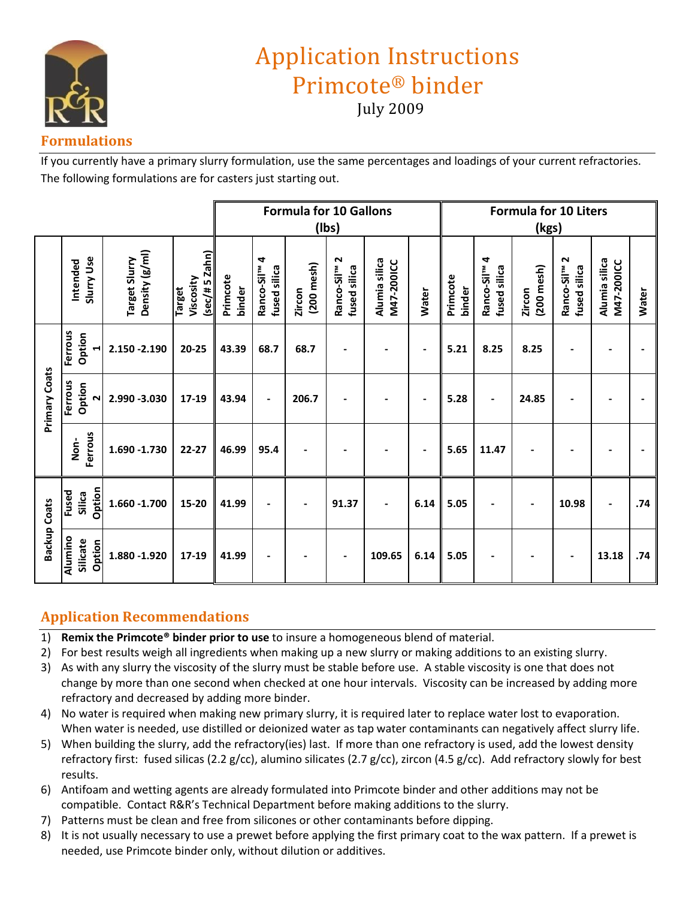# Application Instructions
# Primcote® binder

July 2009

## Formulations

If you currently have a primary slurry formulation, use the same percentages and loadings of your current refractories. The following formulations are for casters just starting out.

| | | | | Formula for 10 Gallons (lbs) | | | | | | Formula for 10 Liters (kgs) | | | | | |
|---|---|---|---|---|---|---|---|---|---|---|---|---|---|---|---|
| | Intended Slurry Use | Target Slurry Density (g/ml) | Target Viscosity (sec/# 5 Zahn) | Primcote binder | Ranco-Sil™ 4 fused silica | Zircon (200 mesh) | Ranco-Sil™ 2 fused silica | Alumia silica M47-200ICC | Water | Primcote binder | Ranco-Sil™ 4 fused silica | Zircon (200 mesh) | Ranco-Sil™ 2 fused silica | Alumia silica M47-200ICC | Water |
| Primary Coats | Ferrous Option 1 | 2.150 -2.190 | 20-25 | 43.39 | 68.7 | 68.7 | - | - | - | 5.21 | 8.25 | 8.25 | - | - | - |
| Primary Coats | Ferrous Option 2 | 2.990 -3.030 | 17-19 | 43.94 | - | 206.7 | - | - | - | 5.28 | - | 24.85 | - | - | - |
| Primary Coats | Non-Ferrous | 1.690 -1.730 | 22-27 | 46.99 | 95.4 | - | - | - | - | 5.65 | 11.47 | - | - | - | - |
| Backup Coats | Fused Silica Option | 1.660 -1.700 | 15-20 | 41.99 | - | - | 91.37 | - | 6.14 | 5.05 | - | - | 10.98 | - | .74 |
| Backup Coats | Alumino Silicate Option | 1.880 -1.920 | 17-19 | 41.99 | - | - | - | 109.65 | 6.14 | 5.05 | - | - | - | 13.18 | .74 |

## Application Recommendations

1) **Remix the Primcote® binder prior to use** to insure a homogeneous blend of material.
2) For best results weigh all ingredients when making up a new slurry or making additions to an existing slurry.
3) As with any slurry the viscosity of the slurry must be stable before use. A stable viscosity is one that does not change by more than one second when checked at one hour intervals. Viscosity can be increased by adding more refractory and decreased by adding more binder.
4) No water is required when making new primary slurry, it is required later to replace water lost to evaporation. When water is needed, use distilled or deionized water as tap water contaminants can negatively affect slurry life.
5) When building the slurry, add the refractory(ies) last. If more than one refractory is used, add the lowest density refractory first: fused silicas (2.2 g/cc), alumino silicates (2.7 g/cc), zircon (4.5 g/cc). Add refractory slowly for best results.
6) Antifoam and wetting agents are already formulated into Primcote binder and other additions may not be compatible. Contact R&R's Technical Department before making additions to the slurry.
7) Patterns must be clean and free from silicones or other contaminants before dipping.
8) It is not usually necessary to use a prewet before applying the first primary coat to the wax pattern. If a prewet is needed, use Primcote binder only, without dilution or additives.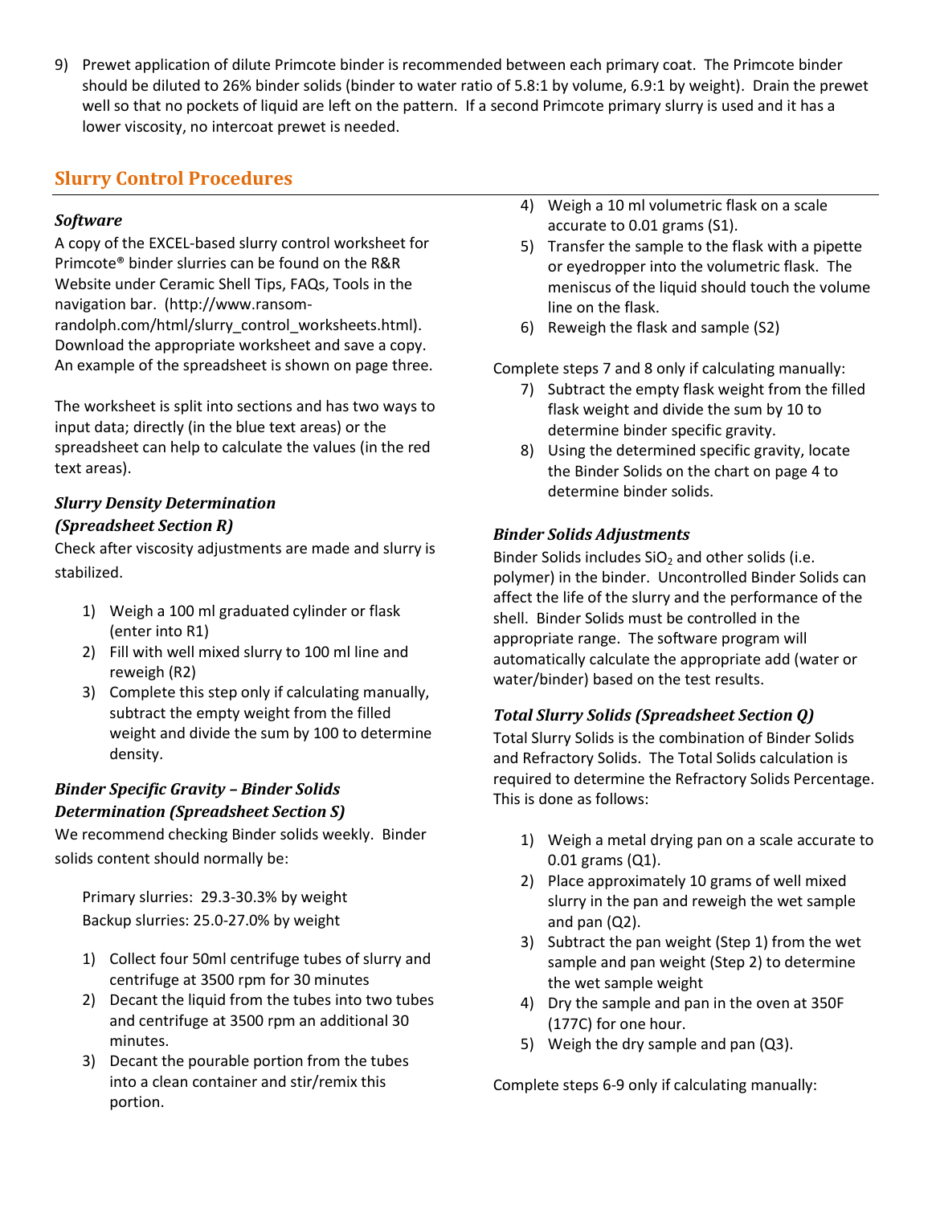9) Prewet application of dilute Primcote binder is recommended between each primary coat. The Primcote binder should be diluted to 26% binder solids (binder to water ratio of 5.8:1 by volume, 6.9:1 by weight). Drain the prewet well so that no pockets of liquid are left on the pattern. If a second Primcote primary slurry is used and it has a lower viscosity, no intercoat prewet is needed.

## Slurry Control Procedures

### *Software*

A copy of the EXCEL-based slurry control worksheet for Primcote® binder slurries can be found on the R&R Website under Ceramic Shell Tips, FAQs, Tools in the navigation bar. (http://www.ransom-randolph.com/html/slurry_control_worksheets.html). Download the appropriate worksheet and save a copy. An example of the spreadsheet is shown on page three.

The worksheet is split into sections and has two ways to input data; directly (in the blue text areas) or the spreadsheet can help to calculate the values (in the red text areas).

### *Slurry Density Determination (Spreadsheet Section R)*

Check after viscosity adjustments are made and slurry is stabilized.

1) Weigh a 100 ml graduated cylinder or flask (enter into R1)
2) Fill with well mixed slurry to 100 ml line and reweigh (R2)
3) Complete this step only if calculating manually, subtract the empty weight from the filled weight and divide the sum by 100 to determine density.

### *Binder Specific Gravity – Binder Solids Determination (Spreadsheet Section S)*

We recommend checking Binder solids weekly. Binder solids content should normally be:

Primary slurries: 29.3-30.3% by weight
Backup slurries: 25.0-27.0% by weight

1) Collect four 50ml centrifuge tubes of slurry and centrifuge at 3500 rpm for 30 minutes
2) Decant the liquid from the tubes into two tubes and centrifuge at 3500 rpm an additional 30 minutes.
3) Decant the pourable portion from the tubes into a clean container and stir/remix this portion.
4) Weigh a 10 ml volumetric flask on a scale accurate to 0.01 grams (S1).
5) Transfer the sample to the flask with a pipette or eyedropper into the volumetric flask. The meniscus of the liquid should touch the volume line on the flask.
6) Reweigh the flask and sample (S2)

Complete steps 7 and 8 only if calculating manually:

7) Subtract the empty flask weight from the filled flask weight and divide the sum by 10 to determine binder specific gravity.
8) Using the determined specific gravity, locate the Binder Solids on the chart on page 4 to determine binder solids.

### *Binder Solids Adjustments*

Binder Solids includes $SiO_2$ and other solids (i.e. polymer) in the binder. Uncontrolled Binder Solids can affect the life of the slurry and the performance of the shell. Binder Solids must be controlled in the appropriate range. The software program will automatically calculate the appropriate add (water or water/binder) based on the test results.

### *Total Slurry Solids (Spreadsheet Section Q)*

Total Slurry Solids is the combination of Binder Solids and Refractory Solids. The Total Solids calculation is required to determine the Refractory Solids Percentage. This is done as follows:

1) Weigh a metal drying pan on a scale accurate to 0.01 grams (Q1).
2) Place approximately 10 grams of well mixed slurry in the pan and reweigh the wet sample and pan (Q2).
3) Subtract the pan weight (Step 1) from the wet sample and pan weight (Step 2) to determine the wet sample weight
4) Dry the sample and pan in the oven at 350F (177C) for one hour.
5) Weigh the dry sample and pan (Q3).

Complete steps 6-9 only if calculating manually: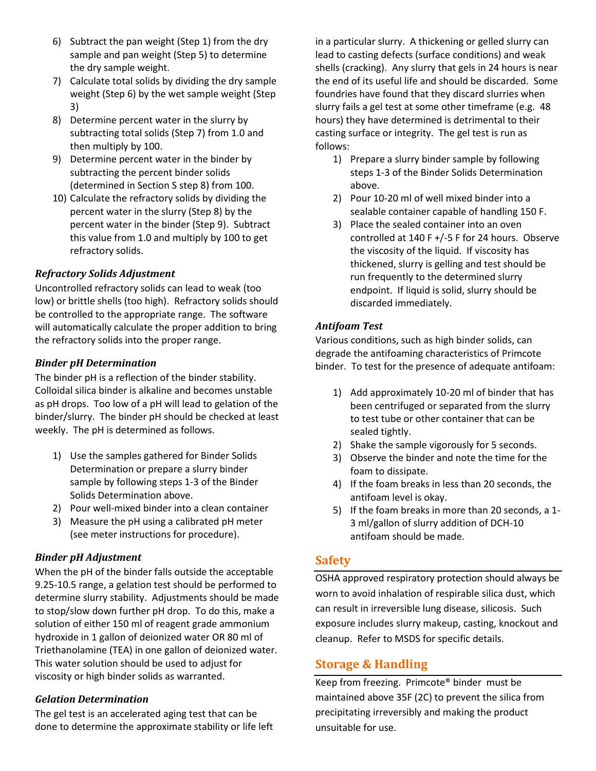6) Subtract the pan weight (Step 1) from the dry sample and pan weight (Step 5) to determine the dry sample weight.
7) Calculate total solids by dividing the dry sample weight (Step 6) by the wet sample weight (Step 3)
8) Determine percent water in the slurry by subtracting total solids (Step 7) from 1.0 and then multiply by 100.
9) Determine percent water in the binder by subtracting the percent binder solids (determined in Section S step 8) from 100.
10) Calculate the refractory solids by dividing the percent water in the slurry (Step 8) by the percent water in the binder (Step 9). Subtract this value from 1.0 and multiply by 100 to get refractory solids.

### *Refractory Solids Adjustment*

Uncontrolled refractory solids can lead to weak (too low) or brittle shells (too high). Refractory solids should be controlled to the appropriate range. The software will automatically calculate the proper addition to bring the refractory solids into the proper range.

### *Binder pH Determination*

The binder pH is a reflection of the binder stability. Colloidal silica binder is alkaline and becomes unstable as pH drops. Too low of a pH will lead to gelation of the binder/slurry. The binder pH should be checked at least weekly. The pH is determined as follows.

1) Use the samples gathered for Binder Solids Determination or prepare a slurry binder sample by following steps 1-3 of the Binder Solids Determination above.
2) Pour well-mixed binder into a clean container
3) Measure the pH using a calibrated pH meter (see meter instructions for procedure).

### *Binder pH Adjustment*

When the pH of the binder falls outside the acceptable 9.25-10.5 range, a gelation test should be performed to determine slurry stability. Adjustments should be made to stop/slow down further pH drop. To do this, make a solution of either 150 ml of reagent grade ammonium hydroxide in 1 gallon of deionized water OR 80 ml of Triethanolamine (TEA) in one gallon of deionized water. This water solution should be used to adjust for viscosity or high binder solids as warranted.

### *Gelation Determination*

The gel test is an accelerated aging test that can be done to determine the approximate stability or life left in a particular slurry. A thickening or gelled slurry can lead to casting defects (surface conditions) and weak shells (cracking). Any slurry that gels in 24 hours is near the end of its useful life and should be discarded. Some foundries have found that they discard slurries when slurry fails a gel test at some other timeframe (e.g. 48 hours) they have determined is detrimental to their casting surface or integrity. The gel test is run as follows:

1) Prepare a slurry binder sample by following steps 1-3 of the Binder Solids Determination above.
2) Pour 10-20 ml of well mixed binder into a sealable container capable of handling 150 F.
3) Place the sealed container into an oven controlled at 140 F +/-5 F for 24 hours. Observe the viscosity of the liquid. If viscosity has thickened, slurry is gelling and test should be run frequently to the determined slurry endpoint. If liquid is solid, slurry should be discarded immediately.

### *Antifoam Test*

Various conditions, such as high binder solids, can degrade the antifoaming characteristics of Primcote binder. To test for the presence of adequate antifoam:

1) Add approximately 10-20 ml of binder that has been centrifuged or separated from the slurry to test tube or other container that can be sealed tightly.
2) Shake the sample vigorously for 5 seconds.
3) Observe the binder and note the time for the foam to dissipate.
4) If the foam breaks in less than 20 seconds, the antifoam level is okay.
5) If the foam breaks in more than 20 seconds, a 1-3 ml/gallon of slurry addition of DCH-10 antifoam should be made.

## Safety

OSHA approved respiratory protection should always be worn to avoid inhalation of respirable silica dust, which can result in irreversible lung disease, silicosis. Such exposure includes slurry makeup, casting, knockout and cleanup. Refer to MSDS for specific details.

## Storage & Handling

Keep from freezing. Primcote® binder must be maintained above 35F (2C) to prevent the silica from precipitating irreversibly and making the product unsuitable for use.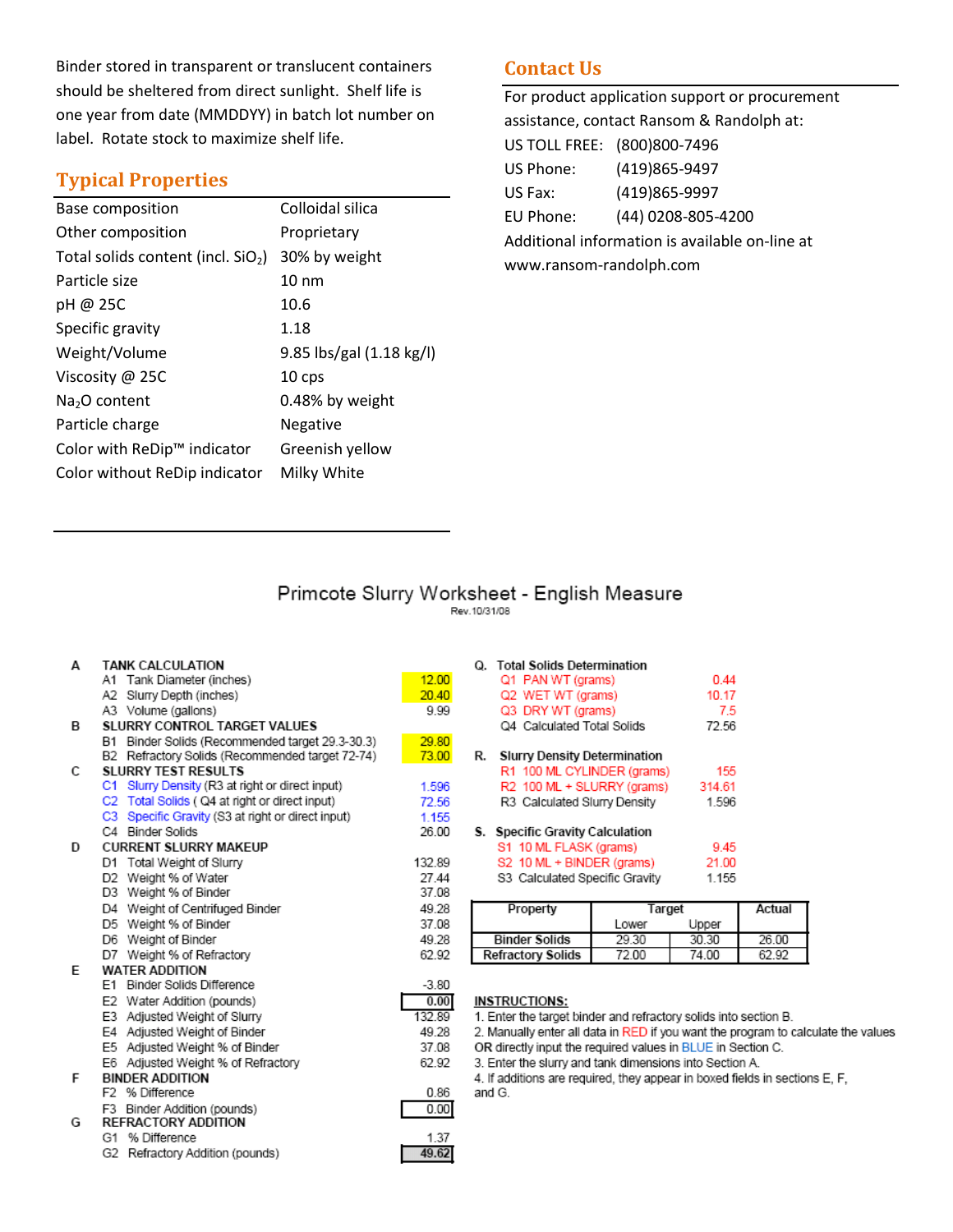Binder stored in transparent or translucent containers should be sheltered from direct sunlight. Shelf life is one year from date (MMDDYY) in batch lot number on label. Rotate stock to maximize shelf life.

## Typical Properties

| | |
|---|---|
| Base composition | Colloidal silica |
| Other composition | Proprietary |
| Total solids content (incl. $SiO_2$) | 30% by weight |
| Particle size | 10 nm |
| pH @ 25C | 10.6 |
| Specific gravity | 1.18 |
| Weight/Volume | 9.85 lbs/gal (1.18 kg/l) |
| Viscosity @ 25C | 10 cps |
| $Na_2O$ content | 0.48% by weight |
| Particle charge | Negative |
| Color with ReDip™ indicator | Greenish yellow |
| Color without ReDip indicator | Milky White |

## Contact Us

For product application support or procurement assistance, contact Ransom & Randolph at:

US TOLL FREE: (800)800-7496
US Phone: (419)865-9497
US Fax: (419)865-9997
EU Phone: (44) 0208-805-4200

Additional information is available on-line at www.ransom-randolph.com

## Primcote Slurry Worksheet - English Measure

Rev.10/31/08

| | | |
|---|---|---|
| **A** | **TANK CALCULATION** | |
| | A1 Tank Diameter (inches) | 12.00 |
| | A2 Slurry Depth (inches) | 20.40 |
| | A3 Volume (gallons) | 9.99 |
| **B** | **SLURRY CONTROL TARGET VALUES** | |
| | B1 Binder Solids (Recommended target 29.3-30.3) | 29.80 |
| | B2 Refractory Solids (Recommended target 72-74) | 73.00 |
| **C** | **SLURRY TEST RESULTS** | |
| | C1 Slurry Density (R3 at right or direct input) | 1.596 |
| | C2 Total Solids ( Q4 at right or direct input) | 72.56 |
| | C3 Specific Gravity (S3 at right or direct input) | 1.155 |
| | C4 Binder Solids | 26.00 |
| **D** | **CURRENT SLURRY MAKEUP** | |
| | D1 Total Weight of Slurry | 132.89 |
| | D2 Weight % of Water | 27.44 |
| | D3 Weight % of Binder | 37.08 |
| | D4 Weight of Centrifuged Binder | 49.28 |
| | D5 Weight % of Binder | 37.08 |
| | D6 Weight of Binder | 49.28 |
| | D7 Weight % of Refractory | 62.92 |
| **E** | **WATER ADDITION** | |
| | E1 Binder Solids Difference | -3.80 |
| | E2 Water Addition (pounds) | 0.00 |
| | E3 Adjusted Weight of Slurry | 132.89 |
| | E4 Adjusted Weight of Binder | 49.28 |
| | E5 Adjusted Weight % of Binder | 37.08 |
| | E6 Adjusted Weight % of Refractory | 62.92 |
| **F** | **BINDER ADDITION** | |
| | F2 % Difference | 0.86 |
| | F3 Binder Addition (pounds) | 0.00 |
| **G** | **REFRACTORY ADDITION** | |
| | G1 % Difference | 1.37 |
| | G2 Refractory Addition (pounds) | 49.62 |

| | | |
|---|---|---|
| **Q.** | **Total Solids Determination** | |
| | Q1 PAN WT (grams) | 0.44 |
| | Q2 WET WT (grams) | 10.17 |
| | Q3 DRY WT (grams) | 7.5 |
| | Q4 Calculated Total Solids | 72.56 |
| **R.** | **Slurry Density Determination** | |
| | R1 100 ML CYLINDER (grams) | 155 |
| | R2 100 ML + SLURRY (grams) | 314.61 |
| | R3 Calculated Slurry Density | 1.596 |
| **S.** | **Specific Gravity Calculation** | |
| | S1 10 ML FLASK (grams) | 9.45 |
| | S2 10 ML + BINDER (grams) | 21.00 |
| | S3 Calculated Specific Gravity | 1.155 |

| Property | Target | | Actual |
|---|---|---|---|
| | Lower | Upper | |
| Binder Solids | 29.30 | 30.30 | 26.00 |
| Refractory Solids | 72.00 | 74.00 | 62.92 |

**INSTRUCTIONS:**

1. Enter the target binder and refractory solids into section B.
2. Manually enter all data in RED if you want the program to calculate the values OR directly input the required values in BLUE in Section C.
3. Enter the slurry and tank dimensions into Section A.
4. If additions are required, they appear in boxed fields in sections E, F, and G.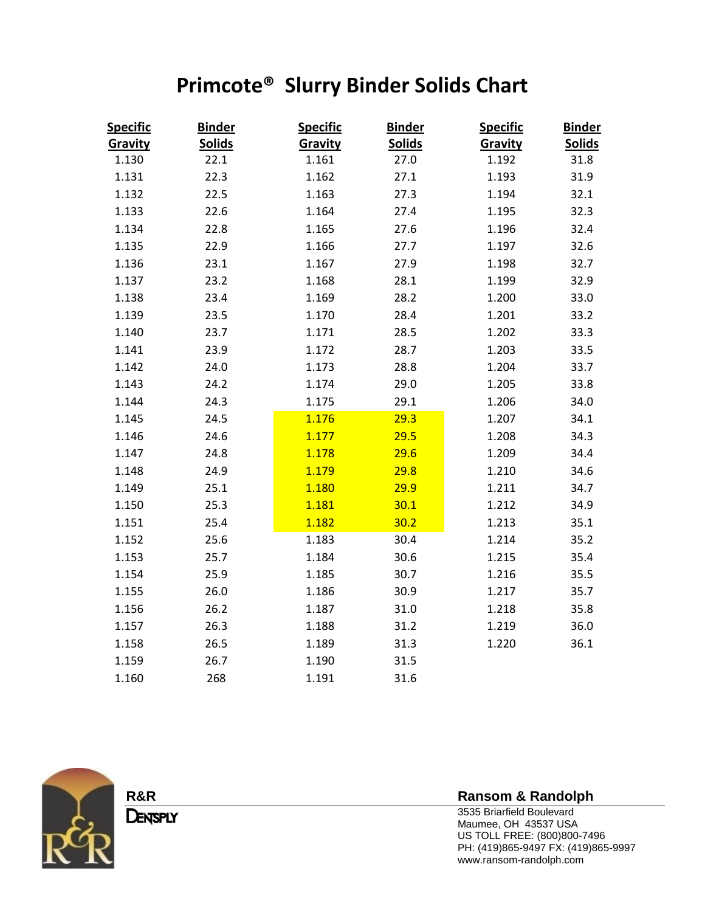# Primcote® Slurry Binder Solids Chart

| Specific Gravity | Binder Solids | Specific Gravity | Binder Solids | Specific Gravity | Binder Solids |
|---|---|---|---|---|---|
| 1.130 | 22.1 | 1.161 | 27.0 | 1.192 | 31.8 |
| 1.131 | 22.3 | 1.162 | 27.1 | 1.193 | 31.9 |
| 1.132 | 22.5 | 1.163 | 27.3 | 1.194 | 32.1 |
| 1.133 | 22.6 | 1.164 | 27.4 | 1.195 | 32.3 |
| 1.134 | 22.8 | 1.165 | 27.6 | 1.196 | 32.4 |
| 1.135 | 22.9 | 1.166 | 27.7 | 1.197 | 32.6 |
| 1.136 | 23.1 | 1.167 | 27.9 | 1.198 | 32.7 |
| 1.137 | 23.2 | 1.168 | 28.1 | 1.199 | 32.9 |
| 1.138 | 23.4 | 1.169 | 28.2 | 1.200 | 33.0 |
| 1.139 | 23.5 | 1.170 | 28.4 | 1.201 | 33.2 |
| 1.140 | 23.7 | 1.171 | 28.5 | 1.202 | 33.3 |
| 1.141 | 23.9 | 1.172 | 28.7 | 1.203 | 33.5 |
| 1.142 | 24.0 | 1.173 | 28.8 | 1.204 | 33.7 |
| 1.143 | 24.2 | 1.174 | 29.0 | 1.205 | 33.8 |
| 1.144 | 24.3 | 1.175 | 29.1 | 1.206 | 34.0 |
| 1.145 | 24.5 | 1.176 | 29.3 | 1.207 | 34.1 |
| 1.146 | 24.6 | 1.177 | 29.5 | 1.208 | 34.3 |
| 1.147 | 24.8 | 1.178 | 29.6 | 1.209 | 34.4 |
| 1.148 | 24.9 | 1.179 | 29.8 | 1.210 | 34.6 |
| 1.149 | 25.1 | 1.180 | 29.9 | 1.211 | 34.7 |
| 1.150 | 25.3 | 1.181 | 30.1 | 1.212 | 34.9 |
| 1.151 | 25.4 | 1.182 | 30.2 | 1.213 | 35.1 |
| 1.152 | 25.6 | 1.183 | 30.4 | 1.214 | 35.2 |
| 1.153 | 25.7 | 1.184 | 30.6 | 1.215 | 35.4 |
| 1.154 | 25.9 | 1.185 | 30.7 | 1.216 | 35.5 |
| 1.155 | 26.0 | 1.186 | 30.9 | 1.217 | 35.7 |
| 1.156 | 26.2 | 1.187 | 31.0 | 1.218 | 35.8 |
| 1.157 | 26.3 | 1.188 | 31.2 | 1.219 | 36.0 |
| 1.158 | 26.5 | 1.189 | 31.3 | 1.220 | 36.1 |
| 1.159 | 26.7 | 1.190 | 31.5 | | |
| 1.160 | 268 | 1.191 | 31.6 | | |

R&R
DENTSPLY

**Ransom & Randolph**
3535 Briarfield Boulevard
Maumee, OH 43537 USA
US TOLL FREE: (800)800-7496
PH: (419)865-9497 FX: (419)865-9997
www.ransom-randolph.com